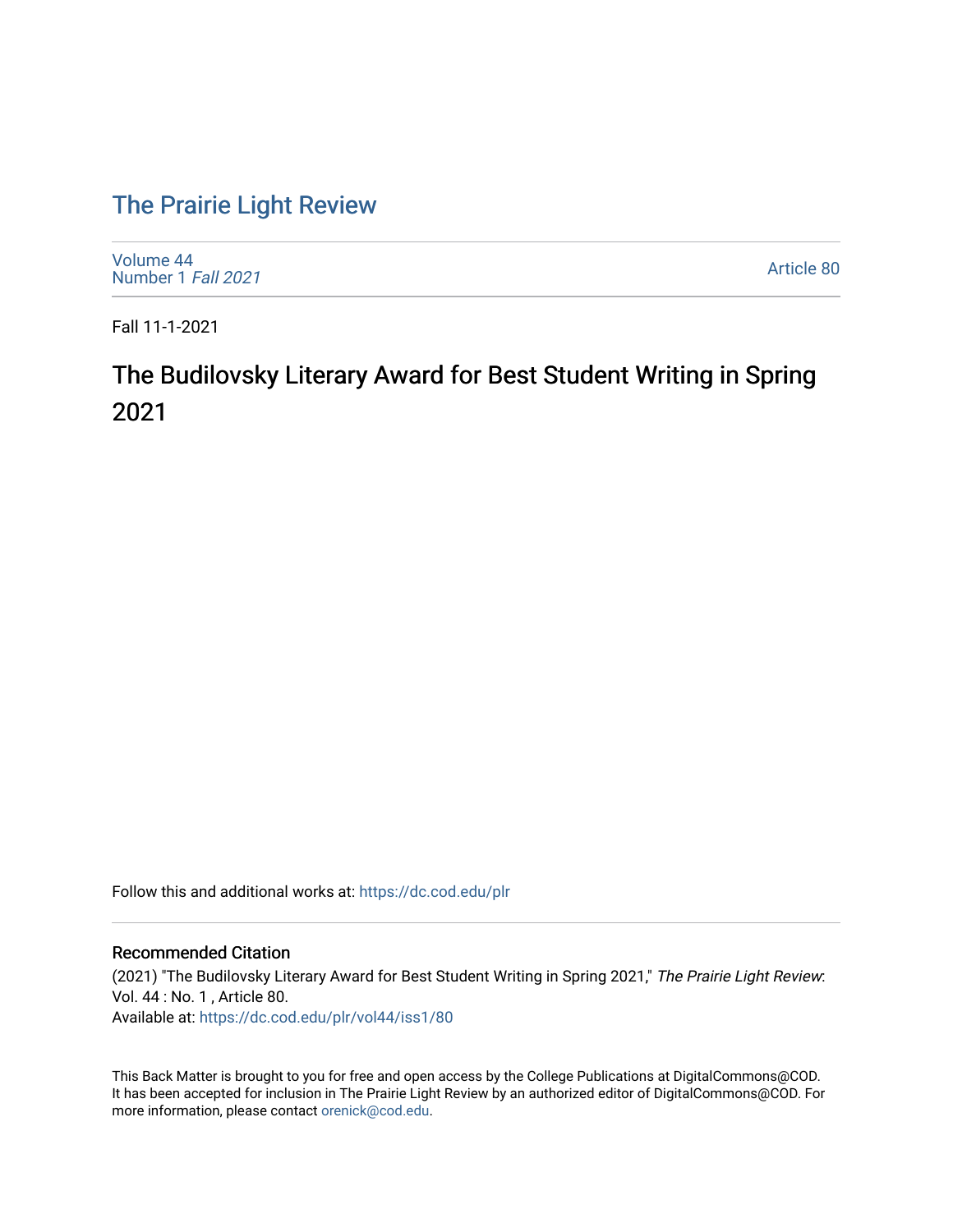# The Prairie Light Review

Volume 44
Number 1 *Fall 2021*

Article 80

Fall 11-1-2021

## The Budilovsky Literary Award for Best Student Writing in Spring 2021

Follow this and additional works at: https://dc.cod.edu/plr

### Recommended Citation

(2021) "The Budilovsky Literary Award for Best Student Writing in Spring 2021," *The Prairie Light Review*: Vol. 44 : No. 1 , Article 80.
Available at: https://dc.cod.edu/plr/vol44/iss1/80

This Back Matter is brought to you for free and open access by the College Publications at DigitalCommons@COD. It has been accepted for inclusion in The Prairie Light Review by an authorized editor of DigitalCommons@COD. For more information, please contact orenick@cod.edu.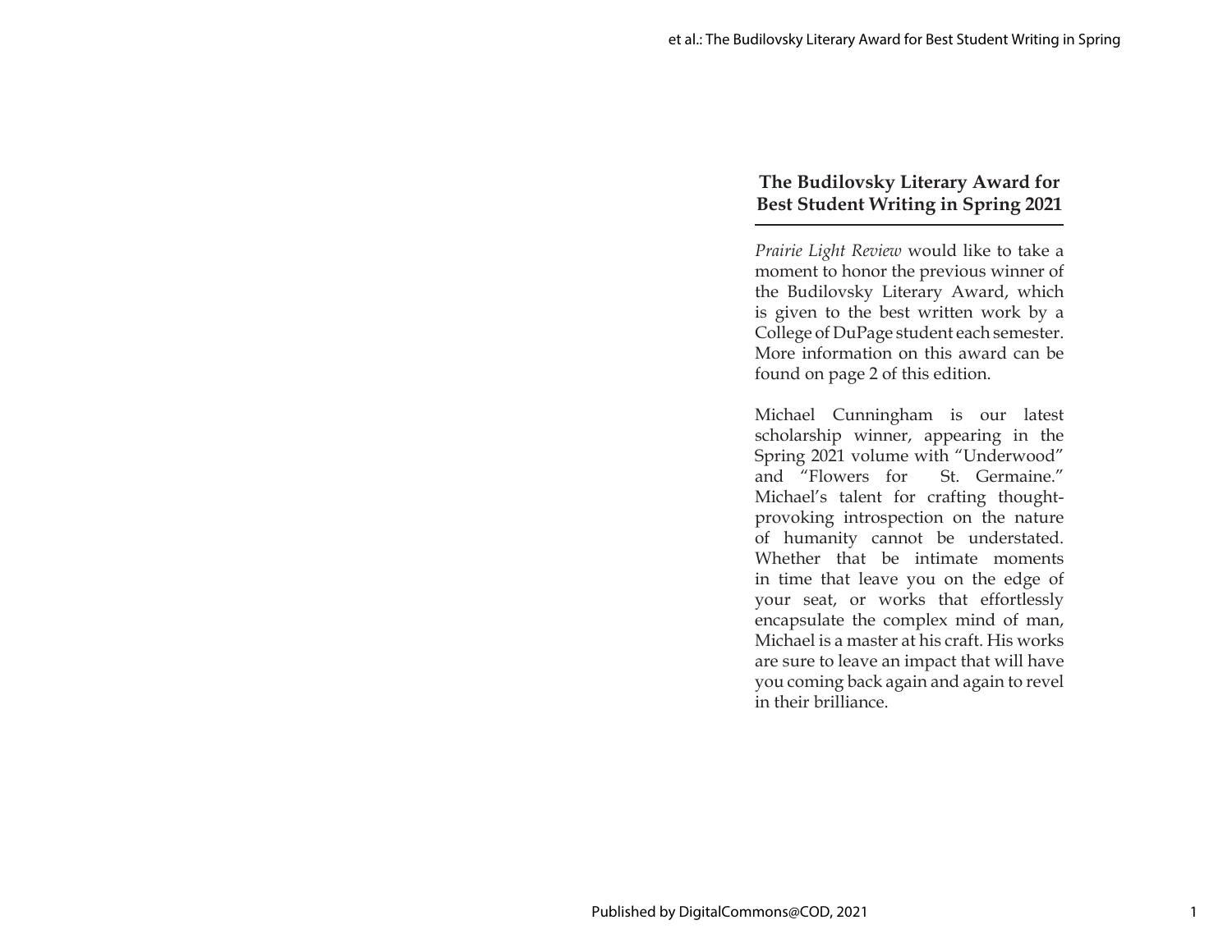## The Budilovsky Literary Award for Best Student Writing in Spring 2021

*Prairie Light Review* would like to take a moment to honor the previous winner of the Budilovsky Literary Award, which is given to the best written work by a College of DuPage student each semester. More information on this award can be found on page 2 of this edition.

Michael Cunningham is our latest scholarship winner, appearing in the Spring 2021 volume with "Underwood" and "Flowers for St. Germaine." Michael's talent for crafting thought-provoking introspection on the nature of humanity cannot be understated. Whether that be intimate moments in time that leave you on the edge of your seat, or works that effortlessly encapsulate the complex mind of man, Michael is a master at his craft. His works are sure to leave an impact that will have you coming back again and again to revel in their brilliance.